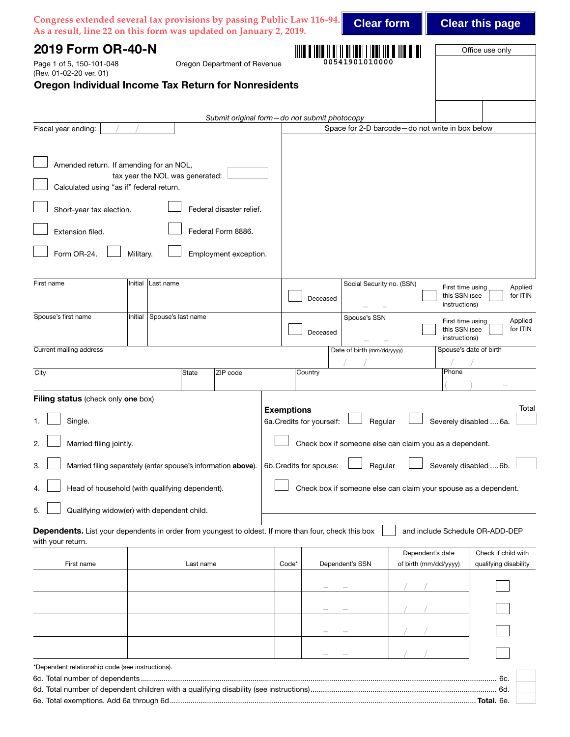Congress extended several tax provisions by passing Public Law 116-94. As a result, line 22 on this form was updated on January 2, 2019.

Clear form | Clear this page

# 2019 Form OR-40-N

Page 1 of 5, 150-101-048
(Rev. 01-02-20 ver. 01)

Oregon Department of Revenue

00541901010000

Office use only

## Oregon Individual Income Tax Return for Nonresidents

*Submit original form—do not submit photocopy*

Fiscal year ending: / /

Space for 2-D barcode—do not write in box below

☐ Amended return. If amending for an NOL, tax year the NOL was generated:

☐ Calculated using "as if" federal return.

☐ Short-year tax election. ☐ Federal disaster relief.

☐ Extension filed. ☐ Federal Form 8886.

☐ Form OR-24. ☐ Military. ☐ Employment exception.

| First name | Initial | Last name | ☐ Deceased | Social Security no. (SSN) | ☐ First time using this SSN (see instructions) | ☐ Applied for ITIN |
|---|---|---|---|---|---|---|
| Spouse's first name | Initial | Spouse's last name | ☐ Deceased | Spouse's SSN | ☐ First time using this SSN (see instructions) | ☐ Applied for ITIN |

| Current mailing address | | | | Date of birth (mm/dd/yyyy) | Spouse's date of birth |
|---|---|---|---|---|---|
| City | State | ZIP code | Country | | Phone |

**Filing status** (check only **one** box)

1. ☐ Single.
2. ☐ Married filing jointly.
3. ☐ Married filing separately (enter spouse's information **above**).
4. ☐ Head of household (with qualifying dependent).
5. ☐ Qualifying widow(er) with dependent child.

**Exemptions** — Total

6a. Credits for yourself: ☐ Regular ☐ Severely disabled .... 6a.

☐ Check box if someone else can claim you as a dependent.

6b. Credits for spouse: ☐ Regular ☐ Severely disabled .... 6b.

☐ Check box if someone else can claim your spouse as a dependent.

**Dependents.** List your dependents in order from youngest to oldest. If more than four, check this box ☐ and include Schedule OR-ADD-DEP with your return.

| First name | Last name | Code* | Dependent's SSN | Dependent's date of birth (mm/dd/yyyy) | Check if child with qualifying disability |
|---|---|---|---|---|---|
| | | | | | ☐ |
| | | | | | ☐ |
| | | | | | ☐ |
| | | | | | ☐ |

*Dependent relationship code (see instructions).

6c. Total number of dependents .......... 6c.

6d. Total number of dependent children with a qualifying disability (see instructions) .......... 6d.

6e. Total exemptions. Add 6a through 6d .......... **Total.** 6e.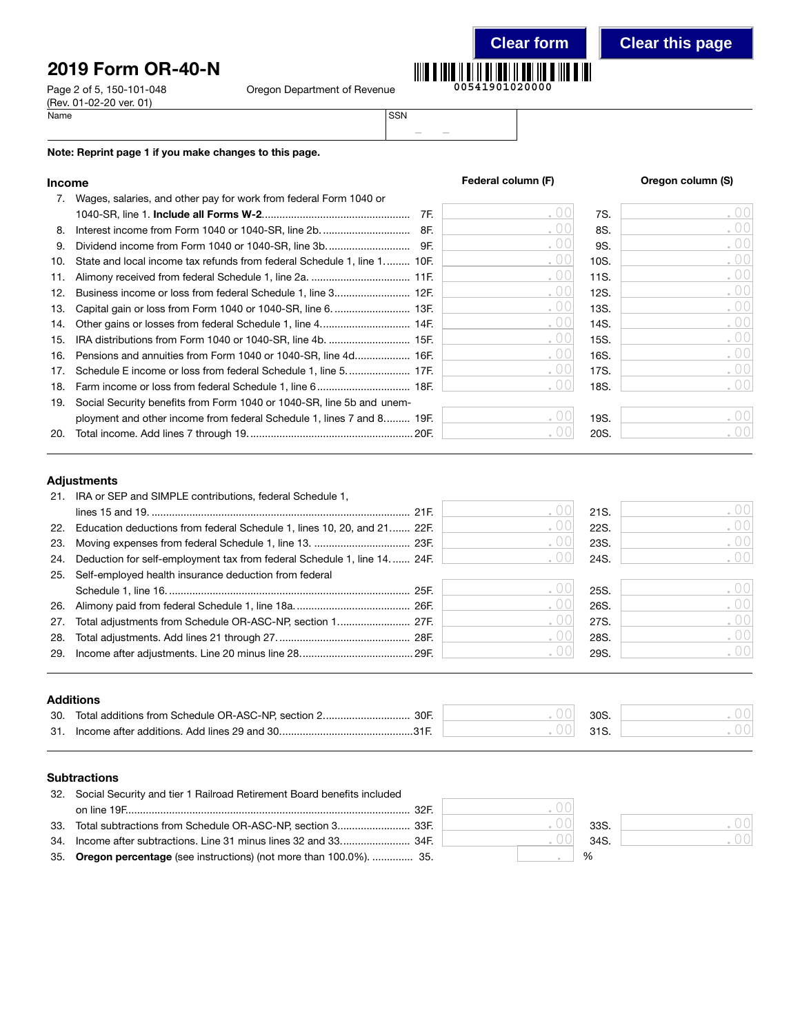# 2019 Form OR-40-N

Page 2 of 5, 150-101-048
(Rev. 01-02-20 ver. 01)

Oregon Department of Revenue

00541901020000

Name | SSN

**Note: Reprint page 1 if you make changes to this page.**

## Income

| | | | Federal column (F) | | Oregon column (S) |
|---|---|---|---|---|---|
| 7. | Wages, salaries, and other pay for work from federal Form 1040 or 1040-SR, line 1. **Include all Forms W-2** | 7F. | .00 | 7S. | .00 |
| 8. | Interest income from Form 1040 or 1040-SR, line 2b. | 8F. | .00 | 8S. | .00 |
| 9. | Dividend income from Form 1040 or 1040-SR, line 3b. | 9F. | .00 | 9S. | .00 |
| 10. | State and local income tax refunds from federal Schedule 1, line 1 | 10F. | .00 | 10S. | .00 |
| 11. | Alimony received from federal Schedule 1, line 2a. | 11F. | .00 | 11S. | .00 |
| 12. | Business income or loss from federal Schedule 1, line 3 | 12F. | .00 | 12S. | .00 |
| 13. | Capital gain or loss from Form 1040 or 1040-SR, line 6. | 13F. | .00 | 13S. | .00 |
| 14. | Other gains or losses from federal Schedule 1, line 4. | 14F. | .00 | 14S. | .00 |
| 15. | IRA distributions from Form 1040 or 1040-SR, line 4b. | 15F. | .00 | 15S. | .00 |
| 16. | Pensions and annuities from Form 1040 or 1040-SR, line 4d. | 16F. | .00 | 16S. | .00 |
| 17. | Schedule E income or loss from federal Schedule 1, line 5. | 17F. | .00 | 17S. | .00 |
| 18. | Farm income or loss from federal Schedule 1, line 6 | 18F. | .00 | 18S. | .00 |
| 19. | Social Security benefits from Form 1040 or 1040-SR, line 5b and unemployment and other income from federal Schedule 1, lines 7 and 8 | 19F. | .00 | 19S. | .00 |
| 20. | Total income. Add lines 7 through 19. | 20F. | .00 | 20S. | .00 |

## Adjustments

| | | | Federal column (F) | | Oregon column (S) |
|---|---|---|---|---|---|
| 21. | IRA or SEP and SIMPLE contributions, federal Schedule 1, lines 15 and 19. | 21F. | .00 | 21S. | .00 |
| 22. | Education deductions from federal Schedule 1, lines 10, 20, and 21 | 22F. | .00 | 22S. | .00 |
| 23. | Moving expenses from federal Schedule 1, line 13. | 23F. | .00 | 23S. | .00 |
| 24. | Deduction for self-employment tax from federal Schedule 1, line 14. | 24F. | .00 | 24S. | .00 |
| 25. | Self-employed health insurance deduction from federal Schedule 1, line 16. | 25F. | .00 | 25S. | .00 |
| 26. | Alimony paid from federal Schedule 1, line 18a. | 26F. | .00 | 26S. | .00 |
| 27. | Total adjustments from Schedule OR-ASC-NP, section 1 | 27F. | .00 | 27S. | .00 |
| 28. | Total adjustments. Add lines 21 through 27. | 28F. | .00 | 28S. | .00 |
| 29. | Income after adjustments. Line 20 minus line 28. | 29F. | .00 | 29S. | .00 |

## Additions

| | | | Federal column (F) | | Oregon column (S) |
|---|---|---|---|---|---|
| 30. | Total additions from Schedule OR-ASC-NP, section 2. | 30F. | .00 | 30S. | .00 |
| 31. | Income after additions. Add lines 29 and 30. | 31F. | .00 | 31S. | .00 |

## Subtractions

| | | | Federal column (F) | | Oregon column (S) |
|---|---|---|---|---|---|
| 32. | Social Security and tier 1 Railroad Retirement Board benefits included on line 19F. | 32F. | .00 | | |
| 33. | Total subtractions from Schedule OR-ASC-NP, section 3. | 33F. | .00 | 33S. | .00 |
| 34. | Income after subtractions. Line 31 minus lines 32 and 33. | 34F. | .00 | 34S. | .00 |
| 35. | **Oregon percentage** (see instructions) (not more than 100.0%). | 35. | . % | | |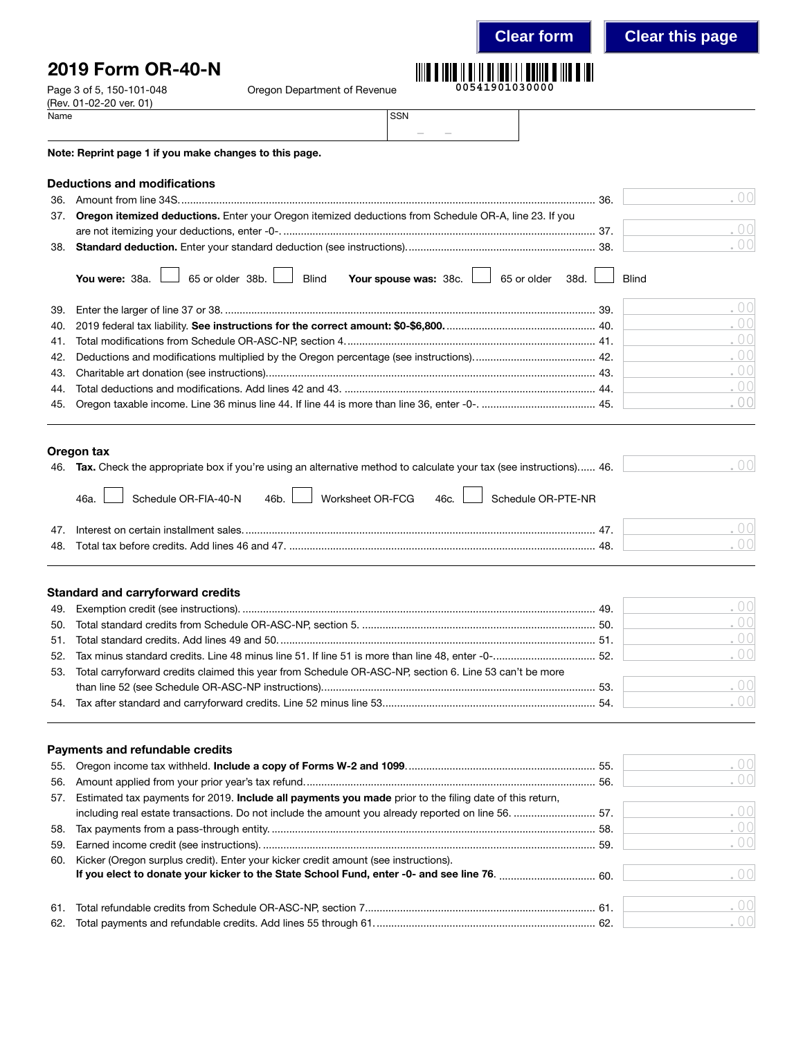# 2019 Form OR-40-N

Page 3 of 5, 150-101-048
(Rev. 01-02-20 ver. 01)

Oregon Department of Revenue

00541901030000

Name | SSN

**Note: Reprint page 1 if you make changes to this page.**

## Deductions and modifications

36. Amount from line 34S. .......... 36. .00
37. **Oregon itemized deductions.** Enter your Oregon itemized deductions from Schedule OR-A, line 23. If you are not itemizing your deductions, enter -0-. .......... 37. .00
38. **Standard deduction.** Enter your standard deduction (see instructions). .......... 38. .00

**You were:** 38a. ☐ 65 or older 38b. ☐ Blind **Your spouse was:** 38c. ☐ 65 or older 38d. ☐ Blind

39. Enter the larger of line 37 or 38. .......... 39. .00
40. 2019 federal tax liability. **See instructions for the correct amount: $0-$6,800.** .......... 40. .00
41. Total modifications from Schedule OR-ASC-NP, section 4. .......... 41. .00
42. Deductions and modifications multiplied by the Oregon percentage (see instructions). .......... 42. .00
43. Charitable art donation (see instructions). .......... 43. .00
44. Total deductions and modifications. Add lines 42 and 43. .......... 44. .00
45. Oregon taxable income. Line 36 minus line 44. If line 44 is more than line 36, enter -0-. .......... 45. .00

## Oregon tax

46. **Tax.** Check the appropriate box if you're using an alternative method to calculate your tax (see instructions). .......... 46. .00

46a. ☐ Schedule OR-FIA-40-N 46b. ☐ Worksheet OR-FCG 46c. ☐ Schedule OR-PTE-NR

47. Interest on certain installment sales. .......... 47. .00
48. Total tax before credits. Add lines 46 and 47. .......... 48. .00

## Standard and carryforward credits

49. Exemption credit (see instructions). .......... 49. .00
50. Total standard credits from Schedule OR-ASC-NP, section 5. .......... 50. .00
51. Total standard credits. Add lines 49 and 50. .......... 51. .00
52. Tax minus standard credits. Line 48 minus line 51. If line 51 is more than line 48, enter -0-. .......... 52. .00
53. Total carryforward credits claimed this year from Schedule OR-ASC-NP, section 6. Line 53 can't be more than line 52 (see Schedule OR-ASC-NP instructions). .......... 53. .00
54. Tax after standard and carryforward credits. Line 52 minus line 53. .......... 54. .00

## Payments and refundable credits

55. Oregon income tax withheld. **Include a copy of Forms W-2 and 1099.** .......... 55. .00
56. Amount applied from your prior year's tax refund. .......... 56. .00
57. Estimated tax payments for 2019. **Include all payments you made** prior to the filing date of this return, including real estate transactions. Do not include the amount you already reported on line 56. .......... 57. .00
58. Tax payments from a pass-through entity. .......... 58. .00
59. Earned income credit (see instructions). .......... 59. .00
60. Kicker (Oregon surplus credit). Enter your kicker credit amount (see instructions). **If you elect to donate your kicker to the State School Fund, enter -0- and see line 76.** .......... 60. .00
61. Total refundable credits from Schedule OR-ASC-NP, section 7. .......... 61. .00
62. Total payments and refundable credits. Add lines 55 through 61. .......... 62. .00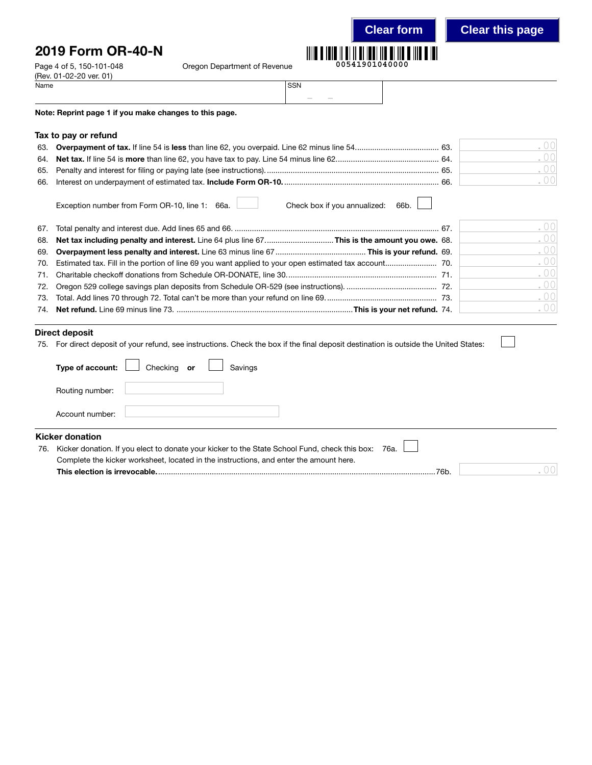Clear form | Clear this page

# 2019 Form OR-40-N

Page 4 of 5, 150-101-048 (Rev. 01-02-20 ver. 01)

Oregon Department of Revenue

00541901040000

Name | SSN

**Note: Reprint page 1 if you make changes to this page.**

## Tax to pay or refund

63. **Overpayment of tax.** If line 54 is **less** than line 62, you overpaid. Line 62 minus line 54 ...... 63. .00
64. **Net tax.** If line 54 is **more** than line 62, you have tax to pay. Line 54 minus line 62 ...... 64. .00
65. Penalty and interest for filing or paying late (see instructions) ...... 65. .00
66. Interest on underpayment of estimated tax. **Include Form OR-10.** ...... 66. .00

Exception number from Form OR-10, line 1: 66a. ☐ Check box if you annualized: 66b. ☐

67. Total penalty and interest due. Add lines 65 and 66 ...... 67. .00
68. **Net tax including penalty and interest.** Line 64 plus line 67 ...... **This is the amount you owe.** 68. .00
69. **Overpayment less penalty and interest.** Line 63 minus line 67 ...... **This is your refund.** 69. .00
70. Estimated tax. Fill in the portion of line 69 you want applied to your open estimated tax account ...... 70. .00
71. Charitable checkoff donations from Schedule OR-DONATE, line 30 ...... 71. .00
72. Oregon 529 college savings plan deposits from Schedule OR-529 (see instructions) ...... 72. .00
73. Total. Add lines 70 through 72. Total can't be more than your refund on line 69 ...... 73. .00
74. **Net refund.** Line 69 minus line 73 ...... **This is your net refund.** 74. .00

## Direct deposit

75. For direct deposit of your refund, see instructions. Check the box if the final deposit destination is outside the United States: ☐

**Type of account:** ☐ Checking **or** ☐ Savings

Routing number:

Account number:

## Kicker donation

76. Kicker donation. If you elect to donate your kicker to the State School Fund, check this box: 76a. ☐
Complete the kicker worksheet, located in the instructions, and enter the amount here.
**This election is irrevocable.** ...... 76b. .00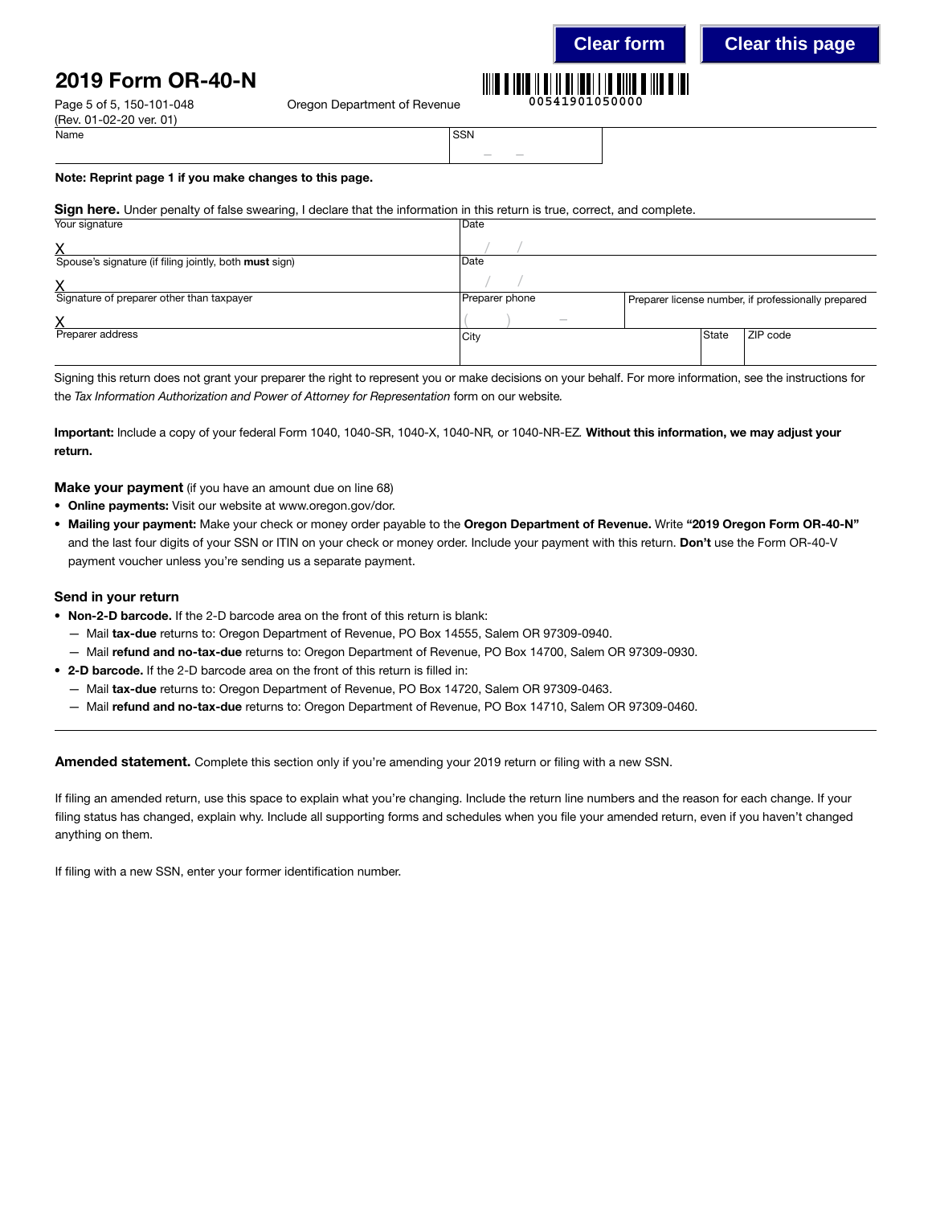# 2019 Form OR-40-N

Page 5 of 5, 150-101-048
(Rev. 01-02-20 ver. 01)

Oregon Department of Revenue

00541901050000

| Name | SSN |
|---|---|
| | – – |

**Note: Reprint page 1 if you make changes to this page.**

**Sign here.** Under penalty of false swearing, I declare that the information in this return is true, correct, and complete.

| | | | |
|---|---|---|---|
| Your signature<br>X | Date<br>/ / | | |
| Spouse's signature (if filing jointly, both **must** sign)<br>X | Date<br>/ / | | |
| Signature of preparer other than taxpayer<br>X | Preparer phone<br>( ) – | Preparer license number, if professionally prepared | |
| Preparer address | City | State | ZIP code |

Signing this return does not grant your preparer the right to represent you or make decisions on your behalf. For more information, see the instructions for the *Tax Information Authorization and Power of Attorney for Representation* form on our website.

**Important:** Include a copy of your federal Form 1040, 1040-SR, 1040-X, 1040-NR, or 1040-NR-EZ. **Without this information, we may adjust your return.**

**Make your payment** (if you have an amount due on line 68)

- **Online payments:** Visit our website at www.oregon.gov/dor.
- **Mailing your payment:** Make your check or money order payable to the **Oregon Department of Revenue.** Write **"2019 Oregon Form OR-40-N"** and the last four digits of your SSN or ITIN on your check or money order. Include your payment with this return. **Don't** use the Form OR-40-V payment voucher unless you're sending us a separate payment.

**Send in your return**

- **Non-2-D barcode.** If the 2-D barcode area on the front of this return is blank:
  - Mail **tax-due** returns to: Oregon Department of Revenue, PO Box 14555, Salem OR 97309-0940.
  - Mail **refund and no-tax-due** returns to: Oregon Department of Revenue, PO Box 14700, Salem OR 97309-0930.
- **2-D barcode.** If the 2-D barcode area on the front of this return is filled in:
  - Mail **tax-due** returns to: Oregon Department of Revenue, PO Box 14720, Salem OR 97309-0463.
  - Mail **refund and no-tax-due** returns to: Oregon Department of Revenue, PO Box 14710, Salem OR 97309-0460.

---

**Amended statement.** Complete this section only if you're amending your 2019 return or filing with a new SSN.

If filing an amended return, use this space to explain what you're changing. Include the return line numbers and the reason for each change. If your filing status has changed, explain why. Include all supporting forms and schedules when you file your amended return, even if you haven't changed anything on them.

If filing with a new SSN, enter your former identification number.